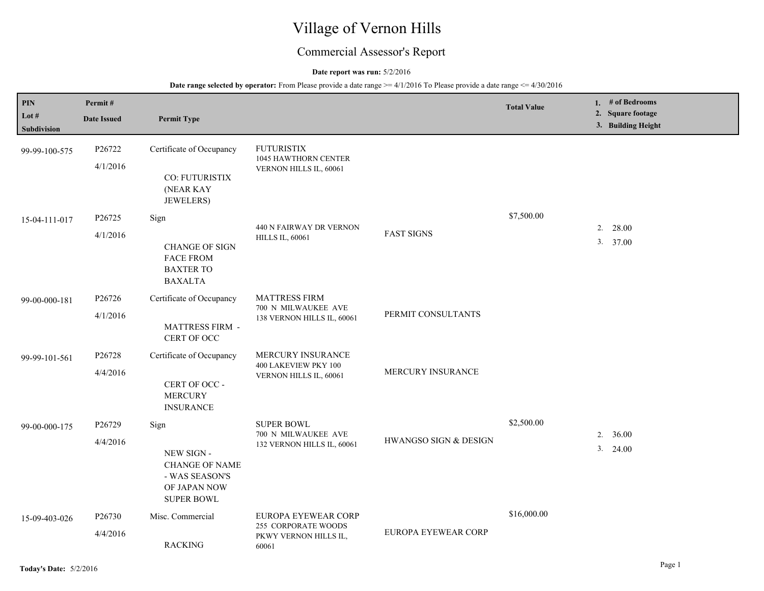# Village of Vernon Hills

## Commercial Assessor's Report

**Date report was run:** 5/2/2016

**Date range selected by operator:** From Please provide a date range >= 4/1/2016 To Please provide a date range <= 4/30/2016

| PIN<br>Lot #<br>Subdivision | Permit #<br>Date Issued | Permit Type | | | Total Value | 1. # of Bedrooms<br>2. Square footage<br>3. Building Height |
|---|---|---|---|---|---|---|
| 99-99-100-575 | P26722<br>4/1/2016 | Certificate of Occupancy<br>CO: FUTURISTIX (NEAR KAY JEWELERS) | FUTURISTIX<br>1045 HAWTHORN CENTER<br>VERNON HILLS IL, 60061 | | | |
| 15-04-111-017 | P26725<br>4/1/2016 | Sign<br>CHANGE OF SIGN FACE FROM BAXTER TO BAXALTA | 440 N FAIRWAY DR VERNON HILLS IL, 60061 | FAST SIGNS | $7,500.00 | 2. 28.00<br>3. 37.00 |
| 99-00-000-181 | P26726<br>4/1/2016 | Certificate of Occupancy<br>MATTRESS FIRM - CERT OF OCC | MATTRESS FIRM<br>700 N MILWAUKEE AVE<br>138 VERNON HILLS IL, 60061 | PERMIT CONSULTANTS | | |
| 99-99-101-561 | P26728<br>4/4/2016 | Certificate of Occupancy<br>CERT OF OCC - MERCURY INSURANCE | MERCURY INSURANCE<br>400 LAKEVIEW PKY 100<br>VERNON HILLS IL, 60061 | MERCURY INSURANCE | | |
| 99-00-000-175 | P26729<br>4/4/2016 | Sign<br>NEW SIGN - CHANGE OF NAME - WAS SEASON'S OF JAPAN NOW SUPER BOWL | SUPER BOWL<br>700 N MILWAUKEE AVE<br>132 VERNON HILLS IL, 60061 | HWANGSO SIGN & DESIGN | $2,500.00 | 2. 36.00<br>3. 24.00 |
| 15-09-403-026 | P26730<br>4/4/2016 | Misc. Commercial<br>RACKING | EUROPA EYEWEAR CORP<br>255 CORPORATE WOODS PKWY VERNON HILLS IL, 60061 | EUROPA EYEWEAR CORP | $16,000.00 | |

**Today's Date:** 5/2/2016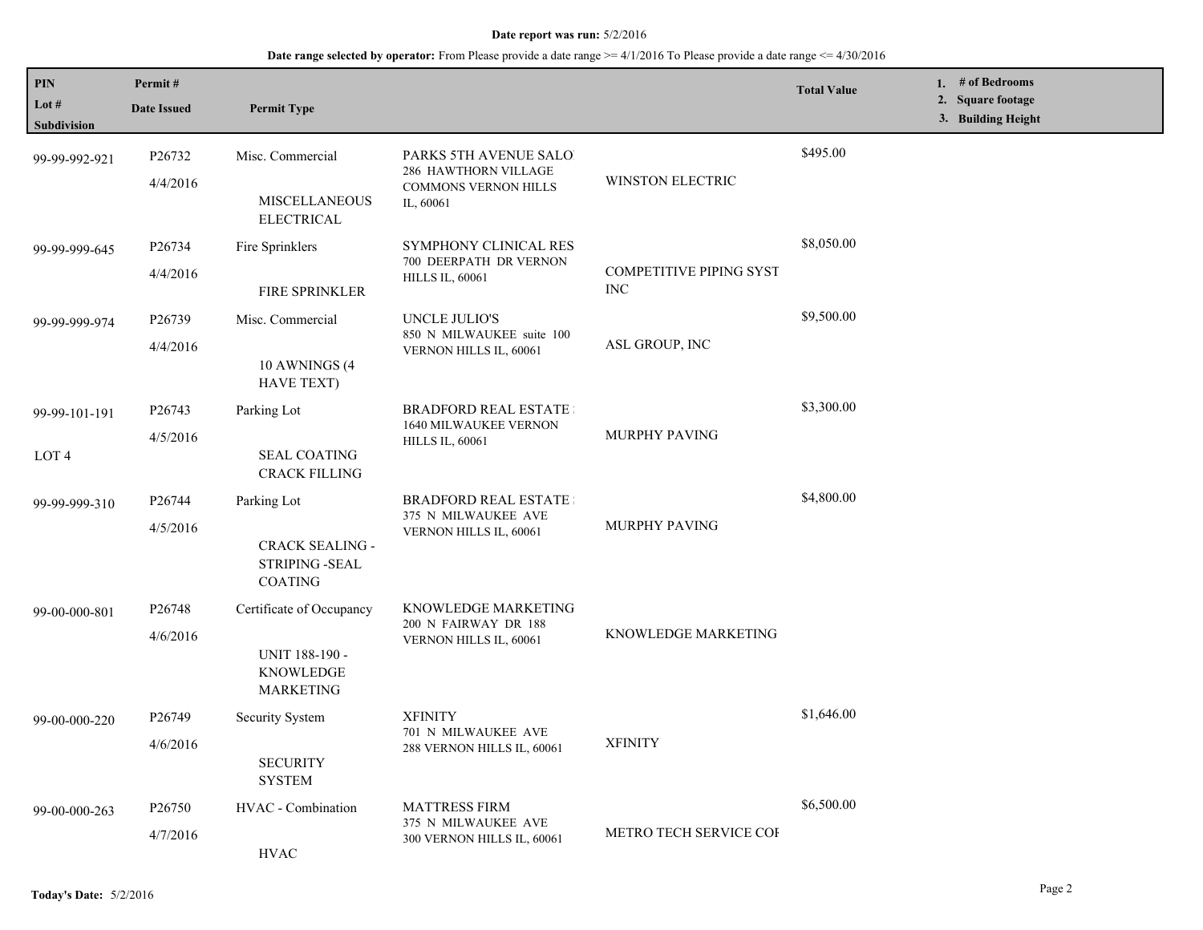**Date report was run:** 5/2/2016

**Date range selected by operator:** From Please provide a date range >= 4/1/2016 To Please provide a date range <= 4/30/2016

| PIN / Lot # / Subdivision | Permit # / Date Issued | Permit Type | | | Total Value | 1. # of Bedrooms 2. Square footage 3. Building Height |
|---|---|---|---|---|---|---|
| 99-99-992-921 | P26732 4/4/2016 | Misc. Commercial MISCELLANEOUS ELECTRICAL | PARKS 5TH AVENUE SALO 286 HAWTHORN VILLAGE COMMONS VERNON HILLS IL, 60061 | WINSTON ELECTRIC | $495.00 | |
| 99-99-999-645 | P26734 4/4/2016 | Fire Sprinklers FIRE SPRINKLER | SYMPHONY CLINICAL RES 700 DEERPATH DR VERNON HILLS IL, 60061 | COMPETITIVE PIPING SYST INC | $8,050.00 | |
| 99-99-999-974 | P26739 4/4/2016 | Misc. Commercial 10 AWNINGS (4 HAVE TEXT) | UNCLE JULIO'S 850 N MILWAUKEE suite 100 VERNON HILLS IL, 60061 | ASL GROUP, INC | $9,500.00 | |
| 99-99-101-191 LOT 4 | P26743 4/5/2016 | Parking Lot SEAL COATING CRACK FILLING | BRADFORD REAL ESTATE 1640 MILWAUKEE VERNON HILLS IL, 60061 | MURPHY PAVING | $3,300.00 | |
| 99-99-999-310 | P26744 4/5/2016 | Parking Lot CRACK SEALING - STRIPING -SEAL COATING | BRADFORD REAL ESTATE 375 N MILWAUKEE AVE VERNON HILLS IL, 60061 | MURPHY PAVING | $4,800.00 | |
| 99-00-000-801 | P26748 4/6/2016 | Certificate of Occupancy UNIT 188-190 - KNOWLEDGE MARKETING | KNOWLEDGE MARKETING 200 N FAIRWAY DR 188 VERNON HILLS IL, 60061 | KNOWLEDGE MARKETING | | |
| 99-00-000-220 | P26749 4/6/2016 | Security System SECURITY SYSTEM | XFINITY 701 N MILWAUKEE AVE 288 VERNON HILLS IL, 60061 | XFINITY | $1,646.00 | |
| 99-00-000-263 | P26750 4/7/2016 | HVAC - Combination HVAC | MATTRESS FIRM 375 N MILWAUKEE AVE 300 VERNON HILLS IL, 60061 | METRO TECH SERVICE COI | $6,500.00 | |

**Today's Date:** 5/2/2016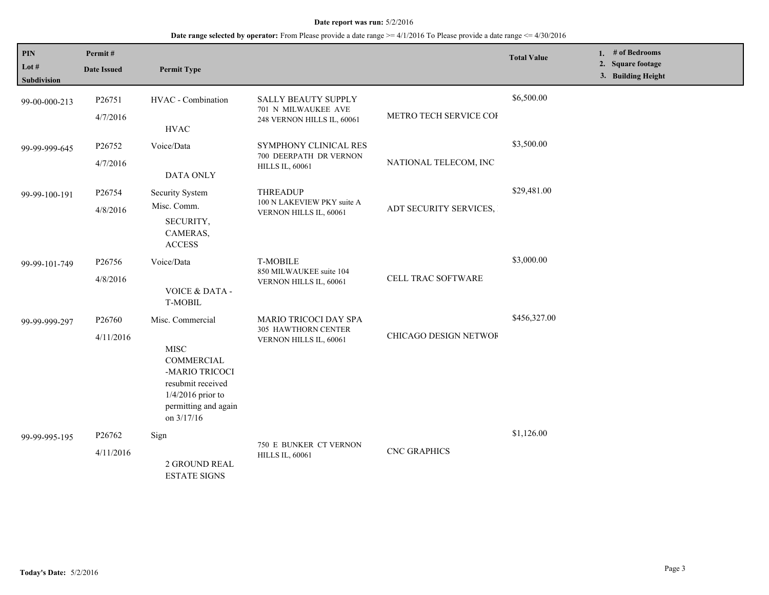**Date report was run:** 5/2/2016

**Date range selected by operator:** From Please provide a date range >= 4/1/2016 To Please provide a date range <= 4/30/2016

| PIN<br>Lot #<br>Subdivision | Permit #<br>Date Issued | Permit Type | | | Total Value | 1. # of Bedrooms<br>2. Square footage<br>3. Building Height |
|---|---|---|---|---|---|---|
| 99-00-000-213 | P26751<br>4/7/2016 | HVAC - Combination<br>HVAC | SALLY BEAUTY SUPPLY<br>701 N MILWAUKEE AVE<br>248 VERNON HILLS IL, 60061 | METRO TECH SERVICE COI | $6,500.00 | |
| 99-99-999-645 | P26752<br>4/7/2016 | Voice/Data<br>DATA ONLY | SYMPHONY CLINICAL RES<br>700 DEERPATH DR VERNON<br>HILLS IL, 60061 | NATIONAL TELECOM, INC | $3,500.00 | |
| 99-99-100-191 | P26754<br>4/8/2016 | Security System<br>Misc. Comm.<br>SECURITY, CAMERAS, ACCESS | THREADUP<br>100 N LAKEVIEW PKY suite A<br>VERNON HILLS IL, 60061 | ADT SECURITY SERVICES, | $29,481.00 | |
| 99-99-101-749 | P26756<br>4/8/2016 | Voice/Data<br>VOICE & DATA - T-MOBIL | T-MOBILE<br>850 MILWAUKEE suite 104<br>VERNON HILLS IL, 60061 | CELL TRAC SOFTWARE | $3,000.00 | |
| 99-99-999-297 | P26760<br>4/11/2016 | Misc. Commercial<br>MISC COMMERCIAL -MARIO TRICOCI resubmit received 1/4/2016 prior to permitting and again on 3/17/16 | MARIO TRICOCI DAY SPA<br>305 HAWTHORN CENTER<br>VERNON HILLS IL, 60061 | CHICAGO DESIGN NETWOF | $456,327.00 | |
| 99-99-995-195 | P26762<br>4/11/2016 | Sign<br>2 GROUND REAL ESTATE SIGNS | 750 E BUNKER CT VERNON<br>HILLS IL, 60061 | CNC GRAPHICS | $1,126.00 | |

**Today's Date:** 5/2/2016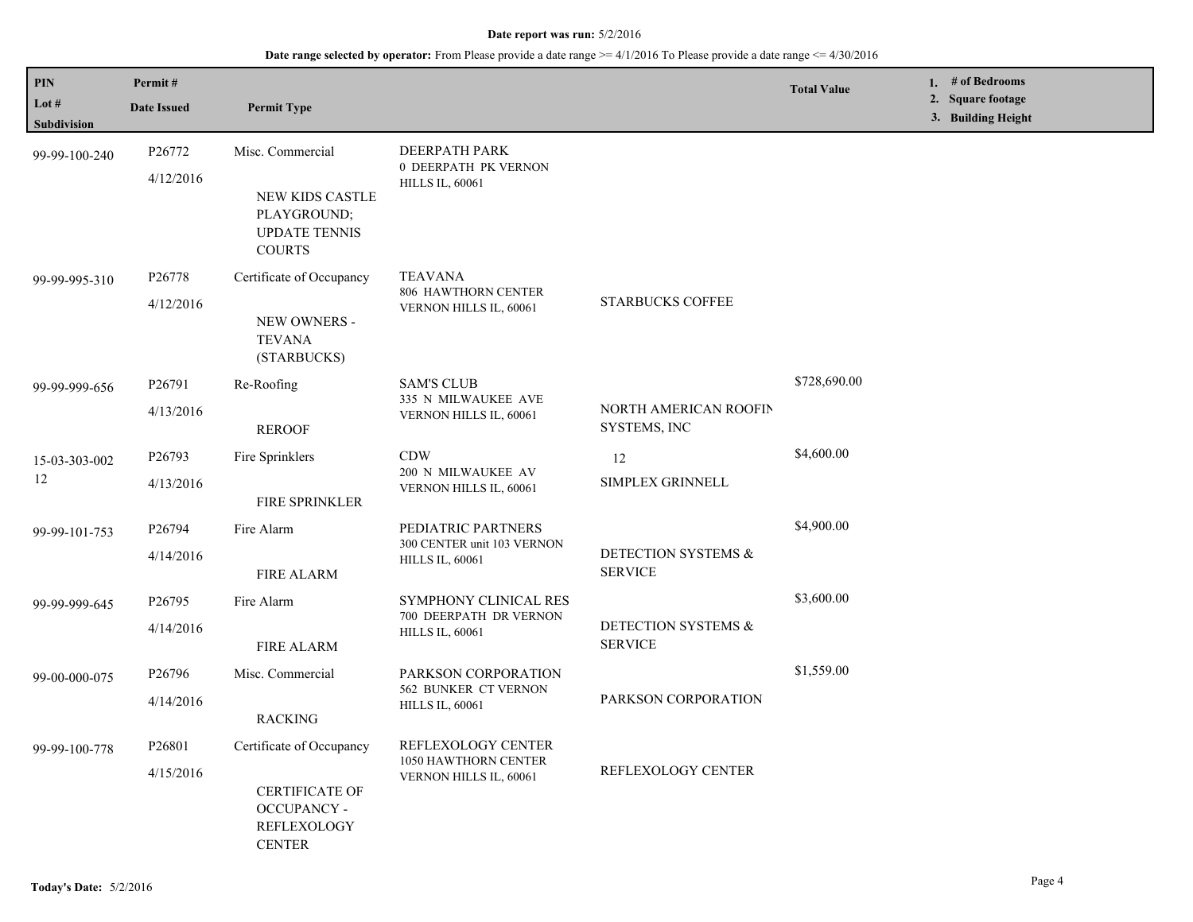**Date report was run:** 5/2/2016

**Date range selected by operator:** From Please provide a date range >= 4/1/2016 To Please provide a date range <= 4/30/2016

| PIN / Lot # / Subdivision | Permit # / Date Issued | Permit Type | | | Total Value | 1. # of Bedrooms 2. Square footage 3. Building Height |
|---|---|---|---|---|---|---|
| 99-99-100-240 | P26772 4/12/2016 | Misc. Commercial NEW KIDS CASTLE PLAYGROUND; UPDATE TENNIS COURTS | DEERPATH PARK 0 DEERPATH PK VERNON HILLS IL, 60061 | | | |
| 99-99-995-310 | P26778 4/12/2016 | Certificate of Occupancy NEW OWNERS - TEVANA (STARBUCKS) | TEAVANA 806 HAWTHORN CENTER VERNON HILLS IL, 60061 | STARBUCKS COFFEE | | |
| 99-99-999-656 | P26791 4/13/2016 | Re-Roofing REROOF | SAM'S CLUB 335 N MILWAUKEE AVE VERNON HILLS IL, 60061 | NORTH AMERICAN ROOFIN SYSTEMS, INC | $728,690.00 | |
| 15-03-303-002 12 | P26793 4/13/2016 | Fire Sprinklers FIRE SPRINKLER | CDW 200 N MILWAUKEE AV VERNON HILLS IL, 60061 | 12 SIMPLEX GRINNELL | $4,600.00 | |
| 99-99-101-753 | P26794 4/14/2016 | Fire Alarm FIRE ALARM | PEDIATRIC PARTNERS 300 CENTER unit 103 VERNON HILLS IL, 60061 | DETECTION SYSTEMS & SERVICE | $4,900.00 | |
| 99-99-999-645 | P26795 4/14/2016 | Fire Alarm FIRE ALARM | SYMPHONY CLINICAL RES 700 DEERPATH DR VERNON HILLS IL, 60061 | DETECTION SYSTEMS & SERVICE | $3,600.00 | |
| 99-00-000-075 | P26796 4/14/2016 | Misc. Commercial RACKING | PARKSON CORPORATION 562 BUNKER CT VERNON HILLS IL, 60061 | PARKSON CORPORATION | $1,559.00 | |
| 99-99-100-778 | P26801 4/15/2016 | Certificate of Occupancy CERTIFICATE OF OCCUPANCY - REFLEXOLOGY CENTER | REFLEXOLOGY CENTER 1050 HAWTHORN CENTER VERNON HILLS IL, 60061 | REFLEXOLOGY CENTER | | |

**Today's Date:** 5/2/2016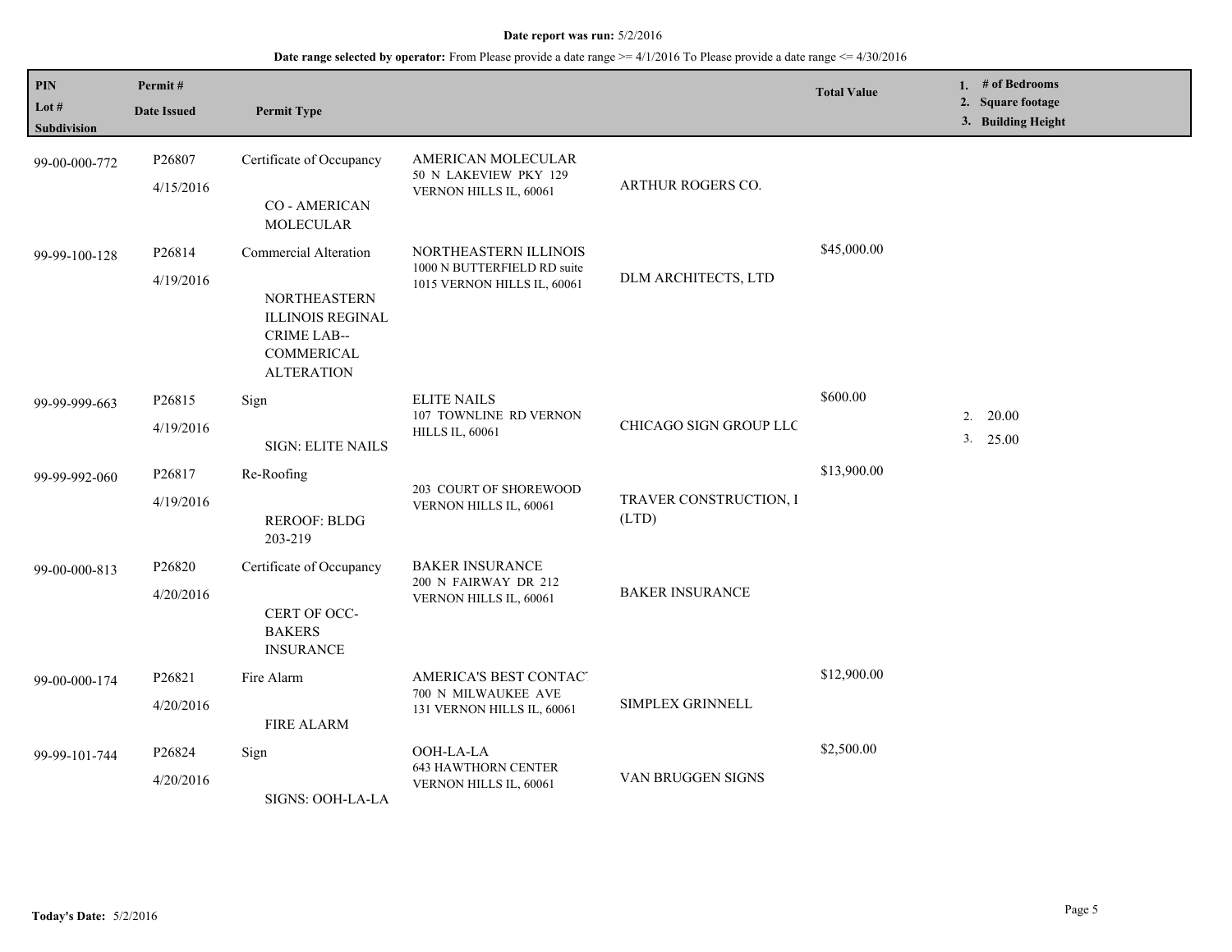**Date report was run:** 5/2/2016

**Date range selected by operator:** From Please provide a date range >= 4/1/2016 To Please provide a date range <= 4/30/2016

| PIN<br>Lot #<br>Subdivision | Permit #<br>Date Issued | Permit Type | | | Total Value | 1. # of Bedrooms<br>2. Square footage<br>3. Building Height |
|---|---|---|---|---|---|---|
| 99-00-000-772 | P26807<br>4/15/2016 | Certificate of Occupancy<br>CO - AMERICAN MOLECULAR | AMERICAN MOLECULAR<br>50 N LAKEVIEW PKY 129 VERNON HILLS IL, 60061 | ARTHUR ROGERS CO. | | |
| 99-99-100-128 | P26814<br>4/19/2016 | Commercial Alteration<br>NORTHEASTERN ILLINOIS REGINAL CRIME LAB--COMMERICAL ALTERATION | NORTHEASTERN ILLINOIS<br>1000 N BUTTERFIELD RD suite 1015 VERNON HILLS IL, 60061 | DLM ARCHITECTS, LTD | $45,000.00 | |
| 99-99-999-663 | P26815<br>4/19/2016 | Sign<br>SIGN: ELITE NAILS | ELITE NAILS<br>107 TOWNLINE RD VERNON HILLS IL, 60061 | CHICAGO SIGN GROUP LLC | $600.00 | 2. 20.00<br>3. 25.00 |
| 99-99-992-060 | P26817<br>4/19/2016 | Re-Roofing<br>REROOF: BLDG 203-219 | 203 COURT OF SHOREWOOD VERNON HILLS IL, 60061 | TRAVER CONSTRUCTION, I (LTD) | $13,900.00 | |
| 99-00-000-813 | P26820<br>4/20/2016 | Certificate of Occupancy<br>CERT OF OCC-BAKERS INSURANCE | BAKER INSURANCE<br>200 N FAIRWAY DR 212 VERNON HILLS IL, 60061 | BAKER INSURANCE | | |
| 99-00-000-174 | P26821<br>4/20/2016 | Fire Alarm<br>FIRE ALARM | AMERICA'S BEST CONTACT<br>700 N MILWAUKEE AVE 131 VERNON HILLS IL, 60061 | SIMPLEX GRINNELL | $12,900.00 | |
| 99-99-101-744 | P26824<br>4/20/2016 | Sign<br>SIGNS: OOH-LA-LA | OOH-LA-LA<br>643 HAWTHORN CENTER VERNON HILLS IL, 60061 | VAN BRUGGEN SIGNS | $2,500.00 | |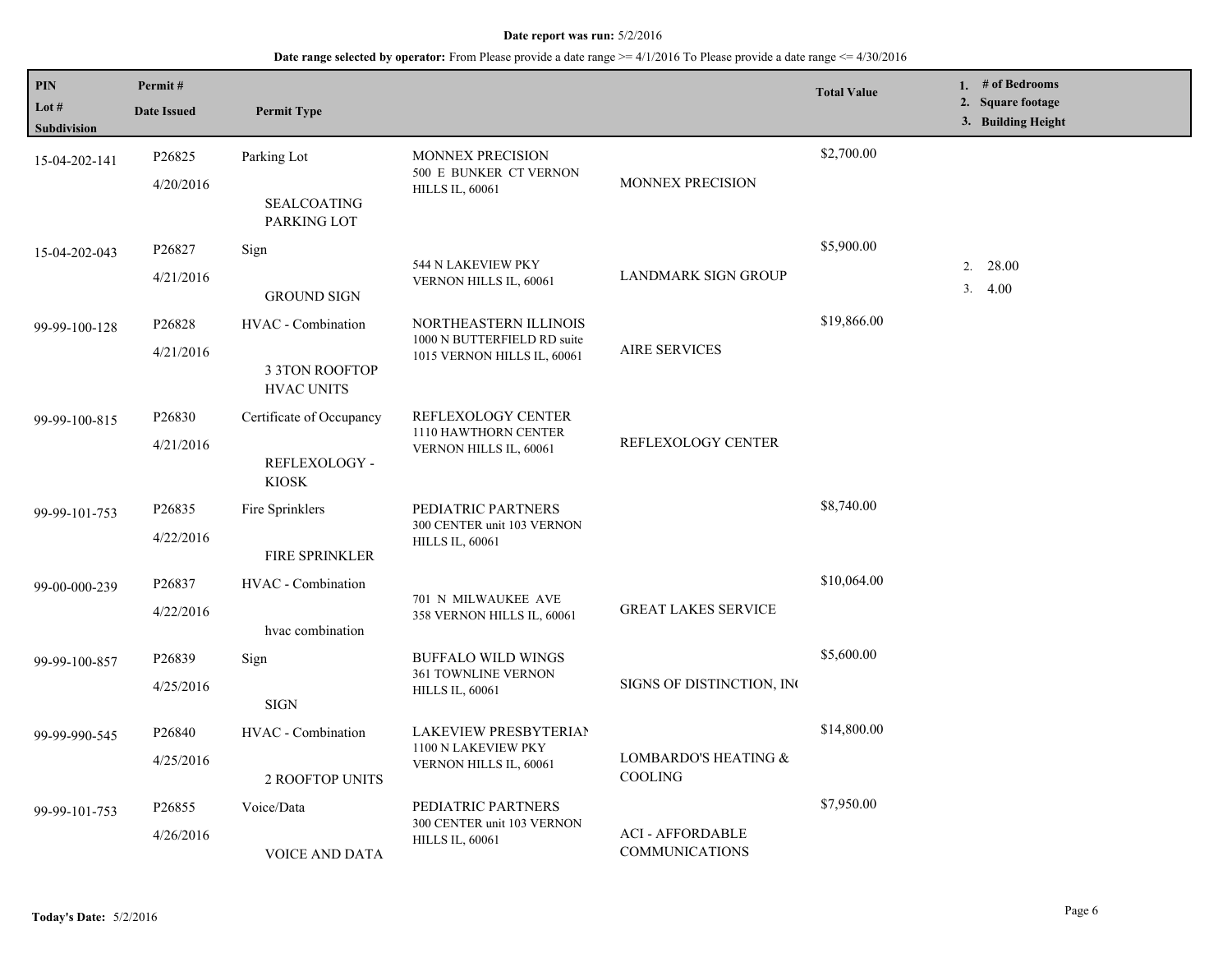**Date report was run:** 5/2/2016

**Date range selected by operator:** From Please provide a date range >= 4/1/2016 To Please provide a date range <= 4/30/2016

| PIN<br>Lot #<br>Subdivision | Permit #<br>Date Issued | Permit Type | | | Total Value | 1. # of Bedrooms<br>2. Square footage<br>3. Building Height |
|---|---|---|---|---|---|---|
| 15-04-202-141 | P26825<br>4/20/2016 | Parking Lot<br><br>SEALCOATING PARKING LOT | MONNEX PRECISION<br>500 E BUNKER CT VERNON HILLS IL, 60061 | MONNEX PRECISION | $2,700.00 | |
| 15-04-202-043 | P26827<br>4/21/2016 | Sign<br><br>GROUND SIGN | 544 N LAKEVIEW PKY VERNON HILLS IL, 60061 | LANDMARK SIGN GROUP | $5,900.00 | 2. 28.00<br>3. 4.00 |
| 99-99-100-128 | P26828<br>4/21/2016 | HVAC - Combination<br><br>3 3TON ROOFTOP HVAC UNITS | NORTHEASTERN ILLINOIS<br>1000 N BUTTERFIELD RD suite 1015 VERNON HILLS IL, 60061 | AIRE SERVICES | $19,866.00 | |
| 99-99-100-815 | P26830<br>4/21/2016 | Certificate of Occupancy<br><br>REFLEXOLOGY - KIOSK | REFLEXOLOGY CENTER<br>1110 HAWTHORN CENTER VERNON HILLS IL, 60061 | REFLEXOLOGY CENTER | | |
| 99-99-101-753 | P26835<br>4/22/2016 | Fire Sprinklers<br><br>FIRE SPRINKLER | PEDIATRIC PARTNERS<br>300 CENTER unit 103 VERNON HILLS IL, 60061 | | $8,740.00 | |
| 99-00-000-239 | P26837<br>4/22/2016 | HVAC - Combination<br><br>hvac combination | 701 N MILWAUKEE AVE 358 VERNON HILLS IL, 60061 | GREAT LAKES SERVICE | $10,064.00 | |
| 99-99-100-857 | P26839<br>4/25/2016 | Sign<br><br>SIGN | BUFFALO WILD WINGS<br>361 TOWNLINE VERNON HILLS IL, 60061 | SIGNS OF DISTINCTION, INC | $5,600.00 | |
| 99-99-990-545 | P26840<br>4/25/2016 | HVAC - Combination<br><br>2 ROOFTOP UNITS | LAKEVIEW PRESBYTERIAN<br>1100 N LAKEVIEW PKY VERNON HILLS IL, 60061 | LOMBARDO'S HEATING & COOLING | $14,800.00 | |
| 99-99-101-753 | P26855<br>4/26/2016 | Voice/Data<br><br>VOICE AND DATA | PEDIATRIC PARTNERS<br>300 CENTER unit 103 VERNON HILLS IL, 60061 | ACI - AFFORDABLE COMMUNICATIONS | $7,950.00 | |

**Today's Date:** 5/2/2016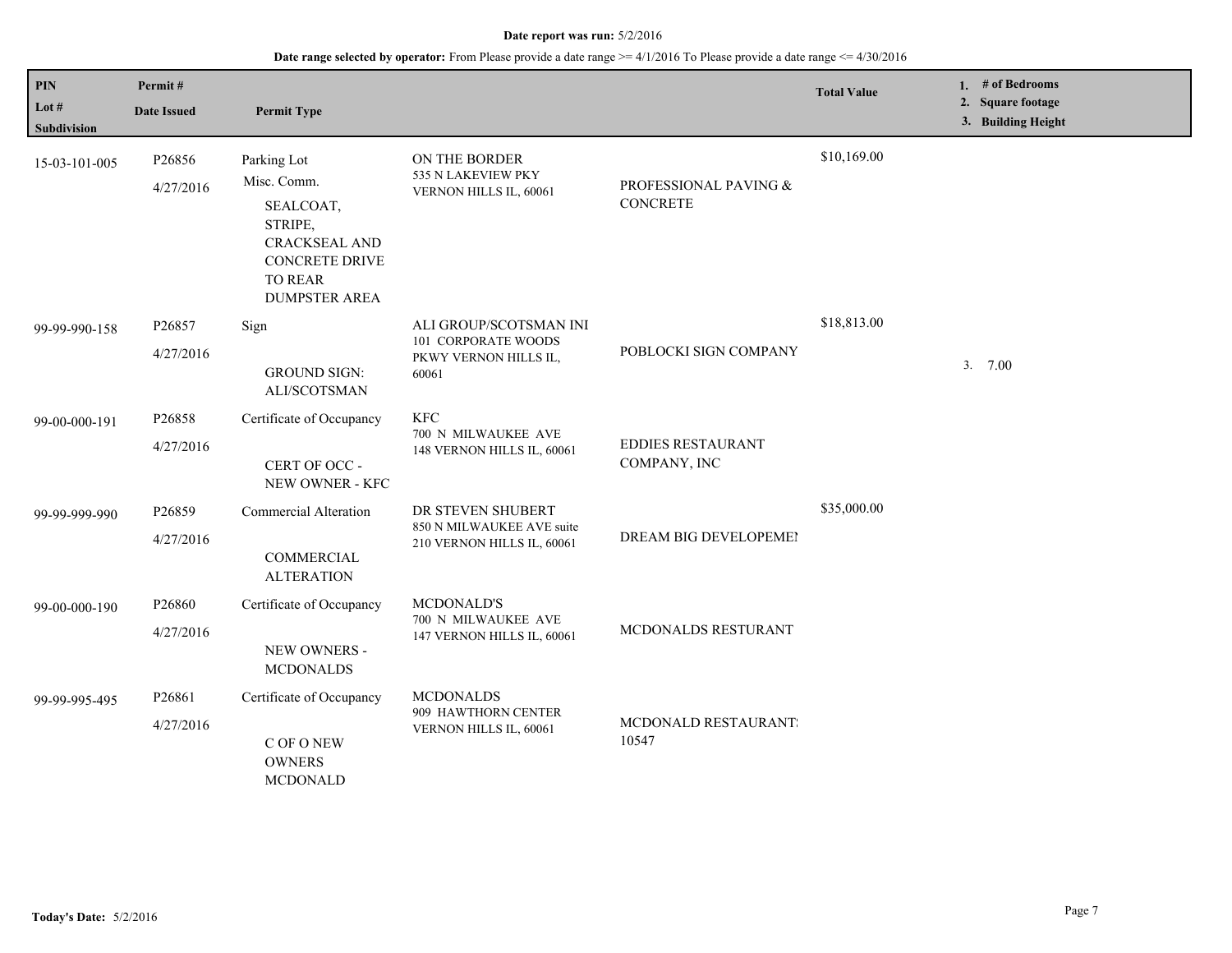**Date report was run:** 5/2/2016

**Date range selected by operator:** From Please provide a date range >= 4/1/2016 To Please provide a date range <= 4/30/2016

| PIN / Lot # / Subdivision | Permit # / Date Issued | Permit Type | | | Total Value | 1. # of Bedrooms 2. Square footage 3. Building Height |
|---|---|---|---|---|---|---|
| 15-03-101-005 | P26856 4/27/2016 | Parking Lot Misc. Comm. SEALCOAT, STRIPE, CRACKSEAL AND CONCRETE DRIVE TO REAR DUMPSTER AREA | ON THE BORDER 535 N LAKEVIEW PKY VERNON HILLS IL, 60061 | PROFESSIONAL PAVING & CONCRETE | $10,169.00 | |
| 99-99-990-158 | P26857 4/27/2016 | Sign GROUND SIGN: ALI/SCOTSMAN | ALI GROUP/SCOTSMAN INI 101 CORPORATE WOODS PKWY VERNON HILLS IL, 60061 | POBLOCKI SIGN COMPANY | $18,813.00 | 3. 7.00 |
| 99-00-000-191 | P26858 4/27/2016 | Certificate of Occupancy CERT OF OCC - NEW OWNER - KFC | KFC 700 N MILWAUKEE AVE 148 VERNON HILLS IL, 60061 | EDDIES RESTAURANT COMPANY, INC | | |
| 99-99-999-990 | P26859 4/27/2016 | Commercial Alteration COMMERCIAL ALTERATION | DR STEVEN SHUBERT 850 N MILWAUKEE AVE suite 210 VERNON HILLS IL, 60061 | DREAM BIG DEVELOPEMEI | $35,000.00 | |
| 99-00-000-190 | P26860 4/27/2016 | Certificate of Occupancy NEW OWNERS - MCDONALDS | MCDONALD'S 700 N MILWAUKEE AVE 147 VERNON HILLS IL, 60061 | MCDONALDS RESTURANT | | |
| 99-99-995-495 | P26861 4/27/2016 | Certificate of Occupancy C OF O NEW OWNERS MCDONALD | MCDONALDS 909 HAWTHORN CENTER VERNON HILLS IL, 60061 | MCDONALD RESTAURANT: 10547 | | |

**Today's Date:** 5/2/2016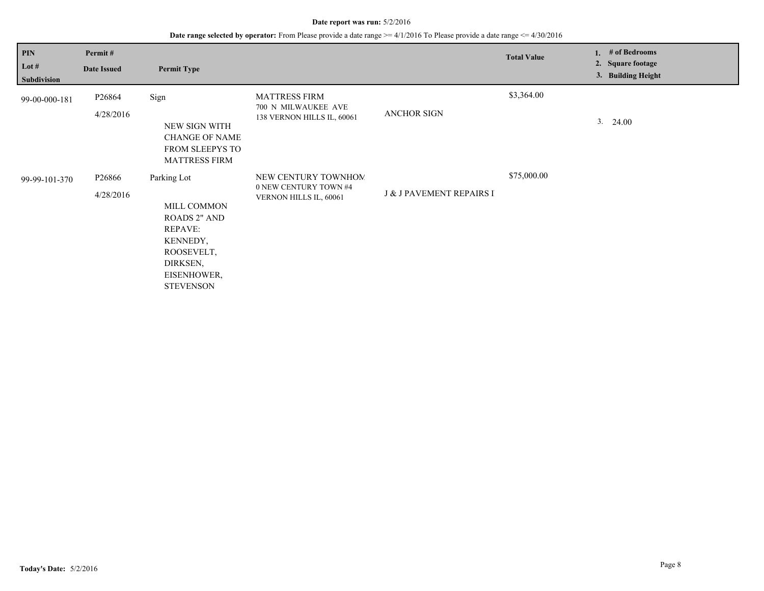**Date report was run:** 5/2/2016

**Date range selected by operator:** From Please provide a date range >= 4/1/2016 To Please provide a date range <= 4/30/2016

| PIN<br>Lot #<br>Subdivision | Permit #<br>Date Issued | Permit Type | | | Total Value | 1. # of Bedrooms<br>2. Square footage<br>3. Building Height |
|---|---|---|---|---|---|---|
| 99-00-000-181 | P26864<br>4/28/2016 | Sign<br>NEW SIGN WITH CHANGE OF NAME FROM SLEEPYS TO MATTRESS FIRM | MATTRESS FIRM<br>700 N MILWAUKEE AVE<br>138 VERNON HILLS IL, 60061 | ANCHOR SIGN | $3,364.00 | 3. 24.00 |
| 99-99-101-370 | P26866<br>4/28/2016 | Parking Lot<br>MILL COMMON ROADS 2" AND REPAVE: KENNEDY, ROOSEVELT, DIRKSEN, EISENHOWER, STEVENSON | NEW CENTURY TOWNHOM<br>0 NEW CENTURY TOWN #4<br>VERNON HILLS IL, 60061 | J & J PAVEMENT REPAIRS I | $75,000.00 | |

**Today's Date:** 5/2/2016